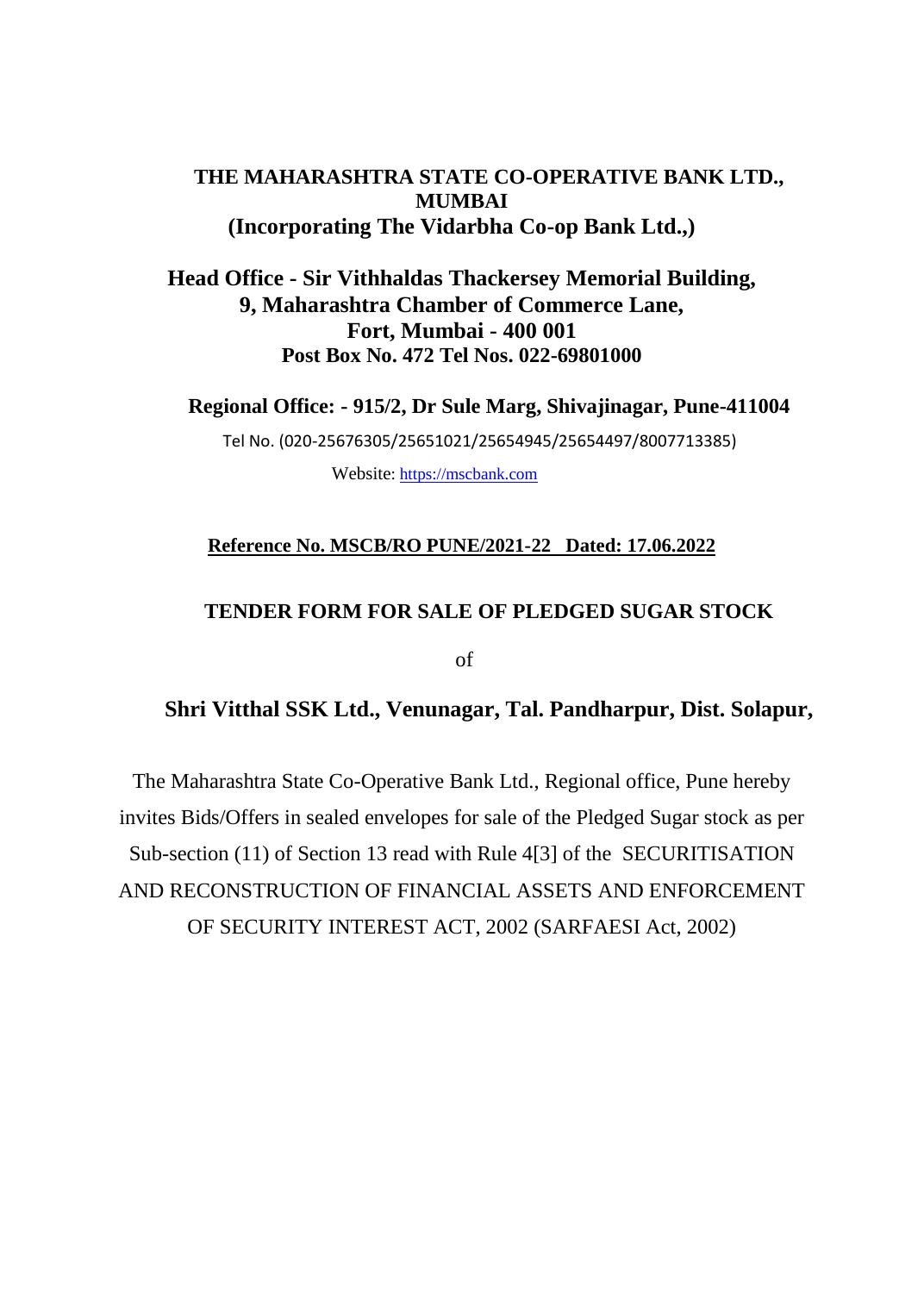**THE MAHARASHTRA STATE CO-OPERATIVE BANK LTD., MUMBAI**
**(Incorporating The Vidarbha Co-op Bank Ltd.,)**

**Head Office - Sir Vithhaldas Thackersey Memorial Building,**
**9, Maharashtra Chamber of Commerce Lane,**
**Fort, Mumbai - 400 001**
**Post Box No. 472 Tel Nos. 022-69801000**

**Regional Office: - 915/2, Dr Sule Marg, Shivajinagar, Pune-411004**

Tel No. (020-25676305/25651021/25654945/25654497/8007713385)

Website: https://mscbank.com

**Reference No. MSCB/RO PUNE/2021-22 Dated: 17.06.2022**

## TENDER FORM FOR SALE OF PLEDGED SUGAR STOCK

of

## Shri Vitthal SSK Ltd., Venunagar, Tal. Pandharpur, Dist. Solapur,

The Maharashtra State Co-Operative Bank Ltd., Regional office, Pune hereby invites Bids/Offers in sealed envelopes for sale of the Pledged Sugar stock as per Sub-section (11) of Section 13 read with Rule 4[3] of the SECURITISATION AND RECONSTRUCTION OF FINANCIAL ASSETS AND ENFORCEMENT OF SECURITY INTEREST ACT, 2002 (SARFAESI Act, 2002)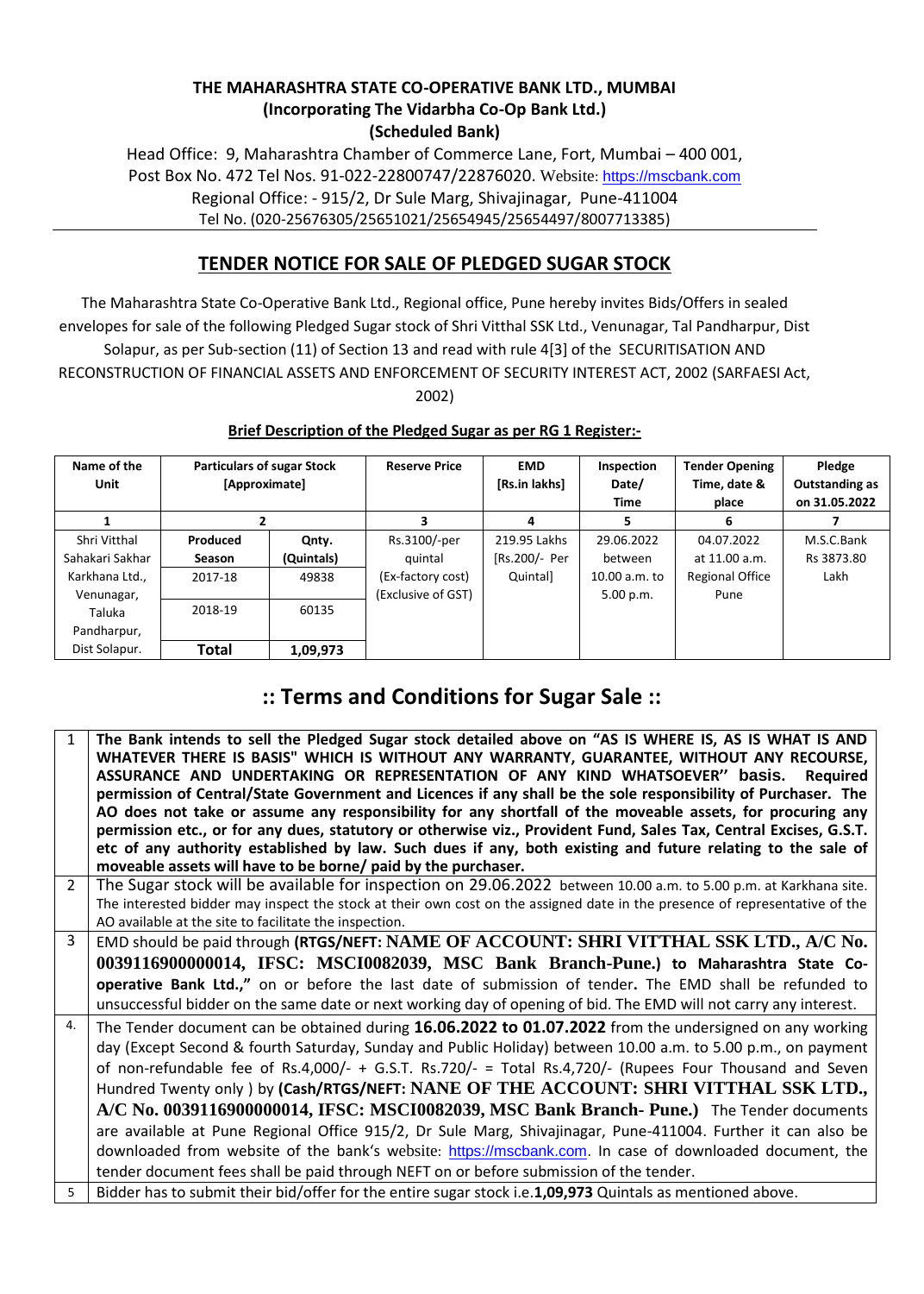**THE MAHARASHTRA STATE CO-OPERATIVE BANK LTD., MUMBAI**
**(Incorporating The Vidarbha Co-Op Bank Ltd.)**
**(Scheduled Bank)**

Head Office: 9, Maharashtra Chamber of Commerce Lane, Fort, Mumbai – 400 001,
Post Box No. 472 Tel Nos. 91-022-22800747/22876020. Website: https://mscbank.com
Regional Office: - 915/2, Dr Sule Marg, Shivajinagar, Pune-411004
Tel No. (020-25676305/25651021/25654945/25654497/8007713385)

## TENDER NOTICE FOR SALE OF PLEDGED SUGAR STOCK

The Maharashtra State Co-Operative Bank Ltd., Regional office, Pune hereby invites Bids/Offers in sealed envelopes for sale of the following Pledged Sugar stock of Shri Vitthal SSK Ltd., Venunagar, Tal Pandharpur, Dist Solapur, as per Sub-section (11) of Section 13 and read with rule 4[3] of the SECURITISATION AND RECONSTRUCTION OF FINANCIAL ASSETS AND ENFORCEMENT OF SECURITY INTEREST ACT, 2002 (SARFAESI Act, 2002)

**Brief Description of the Pledged Sugar as per RG 1 Register:-**

| Name of the Unit | Particulars of sugar Stock [Approximate] | | Reserve Price | EMD [Rs.in lakhs] | Inspection Date/ Time | Tender Opening Time, date & place | Pledge Outstanding as on 31.05.2022 |
|---|---|---|---|---|---|---|---|
| 1 | 2 | | 3 | 4 | 5 | 6 | 7 |
| Shri Vitthal Sahakari Sakhar Karkhana Ltd., Venunagar, Taluka Pandharpur, Dist Solapur. | **Produced Season** | **Qnty. (Quintals)** | Rs.3100/-per quintal (Ex-factory cost) (Exclusive of GST) | 219.95 Lakhs [Rs.200/- Per Quintal] | 29.06.2022 between 10.00 a.m. to 5.00 p.m. | 04.07.2022 at 11.00 a.m. Regional Office Pune | M.S.C.Bank Rs 3873.80 Lakh |
| | 2017-18 | 49838 | | | | | |
| | 2018-19 | 60135 | | | | | |
| | **Total** | **1,09,973** | | | | | |

## :: Terms and Conditions for Sugar Sale ::

| | |
|---|---|
| 1 | **The Bank intends to sell the Pledged Sugar stock detailed above on "AS IS WHERE IS, AS IS WHAT IS AND WHATEVER THERE IS BASIS" WHICH IS WITHOUT ANY WARRANTY, GUARANTEE, WITHOUT ANY RECOURSE, ASSURANCE AND UNDERTAKING OR REPRESENTATION OF ANY KIND WHATSOEVER'' basis. Required permission of Central/State Government and Licences if any shall be the sole responsibility of Purchaser. The AO does not take or assume any responsibility for any shortfall of the moveable assets, for procuring any permission etc., or for any dues, statutory or otherwise viz., Provident Fund, Sales Tax, Central Excises, G.S.T. etc of any authority established by law. Such dues if any, both existing and future relating to the sale of moveable assets will have to be borne/ paid by the purchaser.** |
| 2 | The Sugar stock will be available for inspection on 29.06.2022 between 10.00 a.m. to 5.00 p.m. at Karkhana site. The interested bidder may inspect the stock at their own cost on the assigned date in the presence of representative of the AO available at the site to facilitate the inspection. |
| 3 | EMD should be paid through **(RTGS/NEFT: NAME OF ACCOUNT: SHRI VITTHAL SSK LTD., A/C No. 0039116900000014, IFSC: MSCI0082039, MSC Bank Branch-Pune.) to Maharashtra State Co-operative Bank Ltd.,"** on or before the last date of submission of tender**.** The EMD shall be refunded to unsuccessful bidder on the same date or next working day of opening of bid. The EMD will not carry any interest. |
| 4. | The Tender document can be obtained during **16.06.2022 to 01.07.2022** from the undersigned on any working day (Except Second & fourth Saturday, Sunday and Public Holiday) between 10.00 a.m. to 5.00 p.m., on payment of non-refundable fee of Rs.4,000/- + G.S.T. Rs.720/- = Total Rs.4,720/- (Rupees Four Thousand and Seven Hundred Twenty only ) by **(Cash/RTGS/NEFT: NANE OF THE ACCOUNT: SHRI VITTHAL SSK LTD., A/C No. 0039116900000014, IFSC: MSCI0082039, MSC Bank Branch- Pune.)** The Tender documents are available at Pune Regional Office 915/2, Dr Sule Marg, Shivajinagar, Pune-411004. Further it can also be downloaded from website of the bank's website: https://mscbank.com. In case of downloaded document, the tender document fees shall be paid through NEFT on or before submission of the tender. |
| 5 | Bidder has to submit their bid/offer for the entire sugar stock i.e.**1,09,973** Quintals as mentioned above. |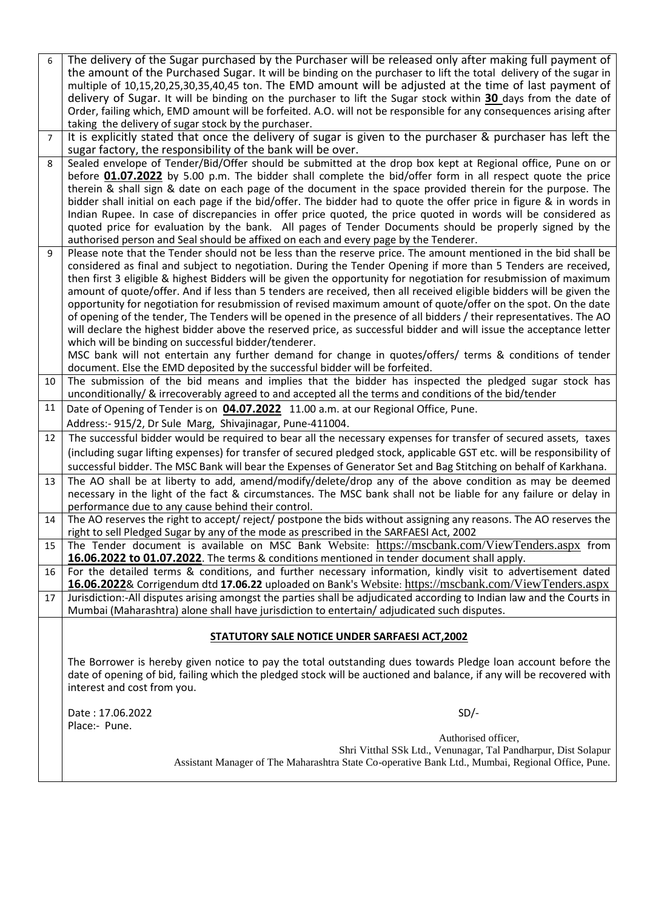| | |
|---|---|
| 6 | The delivery of the Sugar purchased by the Purchaser will be released only after making full payment of the amount of the Purchased Sugar. It will be binding on the purchaser to lift the total delivery of the sugar in multiple of 10,15,20,25,30,35,40,45 ton. The EMD amount will be adjusted at the time of last payment of delivery of Sugar. It will be binding on the purchaser to lift the Sugar stock within **30** days from the date of Order, failing which, EMD amount will be forfeited. A.O. will not be responsible for any consequences arising after taking the delivery of sugar stock by the purchaser. |
| 7 | It is explicitly stated that once the delivery of sugar is given to the purchaser & purchaser has left the sugar factory, the responsibility of the bank will be over. |
| 8 | Sealed envelope of Tender/Bid/Offer should be submitted at the drop box kept at Regional office, Pune on or before **01.07.2022** by 5.00 p.m. The bidder shall complete the bid/offer form in all respect quote the price therein & shall sign & date on each page of the document in the space provided therein for the purpose. The bidder shall initial on each page if the bid/offer. The bidder had to quote the offer price in figure & in words in Indian Rupee. In case of discrepancies in offer price quoted, the price quoted in words will be considered as quoted price for evaluation by the bank. All pages of Tender Documents should be properly signed by the authorised person and Seal should be affixed on each and every page by the Tenderer. |
| 9 | Please note that the Tender should not be less than the reserve price. The amount mentioned in the bid shall be considered as final and subject to negotiation. During the Tender Opening if more than 5 Tenders are received, then first 3 eligible & highest Bidders will be given the opportunity for negotiation for resubmission of maximum amount of quote/offer. And if less than 5 tenders are received, then all received eligible bidders will be given the opportunity for negotiation for resubmission of revised maximum amount of quote/offer on the spot. On the date of opening of the tender, The Tenders will be opened in the presence of all bidders / their representatives. The AO will declare the highest bidder above the reserved price, as successful bidder and will issue the acceptance letter which will be binding on successful bidder/tenderer.<br>MSC bank will not entertain any further demand for change in quotes/offers/ terms & conditions of tender document. Else the EMD deposited by the successful bidder will be forfeited. |
| 10 | The submission of the bid means and implies that the bidder has inspected the pledged sugar stock has unconditionally/ & irrecoverably agreed to and accepted all the terms and conditions of the bid/tender |
| 11 | Date of Opening of Tender is on **04.07.2022** 11.00 a.m. at our Regional Office, Pune.<br>Address:- 915/2, Dr Sule Marg, Shivajinagar, Pune-411004. |
| 12 | The successful bidder would be required to bear all the necessary expenses for transfer of secured assets, taxes (including sugar lifting expenses) for transfer of secured pledged stock, applicable GST etc. will be responsibility of successful bidder. The MSC Bank will bear the Expenses of Generator Set and Bag Stitching on behalf of Karkhana. |
| 13 | The AO shall be at liberty to add, amend/modify/delete/drop any of the above condition as may be deemed necessary in the light of the fact & circumstances. The MSC bank shall not be liable for any failure or delay in performance due to any cause behind their control. |
| 14 | The AO reserves the right to accept/ reject/ postpone the bids without assigning any reasons. The AO reserves the right to sell Pledged Sugar by any of the mode as prescribed in the SARFAESI Act, 2002 |
| 15 | The Tender document is available on MSC Bank Website: https://mscbank.com/ViewTenders.aspx from **16.06.2022 to 01.07.2022**. The terms & conditions mentioned in tender document shall apply. |
| 16 | For the detailed terms & conditions, and further necessary information, kindly visit to advertisement dated **16.06.2022**& Corrigendum dtd **17.06.22** uploaded on Bank's Website: https://mscbank.com/ViewTenders.aspx |
| 17 | Jurisdiction:-All disputes arising amongst the parties shall be adjudicated according to Indian law and the Courts in Mumbai (Maharashtra) alone shall have jurisdiction to entertain/ adjudicated such disputes. |

**STATUTORY SALE NOTICE UNDER SARFAESI ACT,2002**

The Borrower is hereby given notice to pay the total outstanding dues towards Pledge loan account before the date of opening of bid, failing which the pledged stock will be auctioned and balance, if any will be recovered with interest and cost from you.

Date : 17.06.2022

Place:- Pune.

SD/-

Authorised officer,

Shri Vitthal SSk Ltd., Venunagar, Tal Pandharpur, Dist Solapur

Assistant Manager of The Maharashtra State Co-operative Bank Ltd., Mumbai, Regional Office, Pune.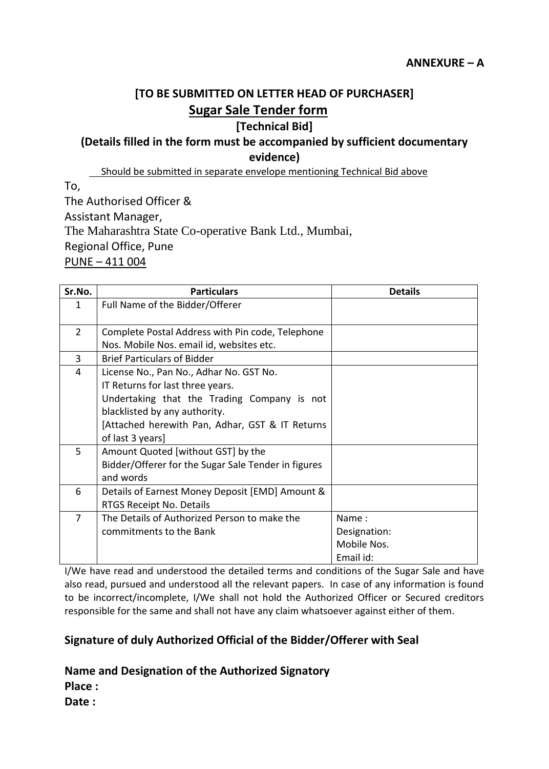**ANNEXURE – A**

## [TO BE SUBMITTED ON LETTER HEAD OF PURCHASER]

## Sugar Sale Tender form

### [Technical Bid]

### (Details filled in the form must be accompanied by sufficient documentary evidence)

Should be submitted in separate envelope mentioning Technical Bid above

To,

The Authorised Officer &

Assistant Manager,

The Maharashtra State Co-operative Bank Ltd., Mumbai,

Regional Office, Pune

PUNE – 411 004

| Sr.No. | Particulars | Details |
|---|---|---|
| 1 | Full Name of the Bidder/Offerer | |
| 2 | Complete Postal Address with Pin code, Telephone Nos. Mobile Nos. email id, websites etc. | |
| 3 | Brief Particulars of Bidder | |
| 4 | License No., Pan No., Adhar No. GST No.<br>IT Returns for last three years.<br>Undertaking that the Trading Company is not blacklisted by any authority.<br>[Attached herewith Pan, Adhar, GST & IT Returns of last 3 years] | |
| 5 | Amount Quoted [without GST] by the Bidder/Offerer for the Sugar Sale Tender in figures and words | |
| 6 | Details of Earnest Money Deposit [EMD] Amount & RTGS Receipt No. Details | |
| 7 | The Details of Authorized Person to make the commitments to the Bank | Name :<br>Designation:<br>Mobile Nos.<br>Email id: |

I/We have read and understood the detailed terms and conditions of the Sugar Sale and have also read, pursued and understood all the relevant papers. In case of any information is found to be incorrect/incomplete, I/We shall not hold the Authorized Officer or Secured creditors responsible for the same and shall not have any claim whatsoever against either of them.

**Signature of duly Authorized Official of the Bidder/Offerer with Seal**

**Name and Designation of the Authorized Signatory**

**Place :**

**Date :**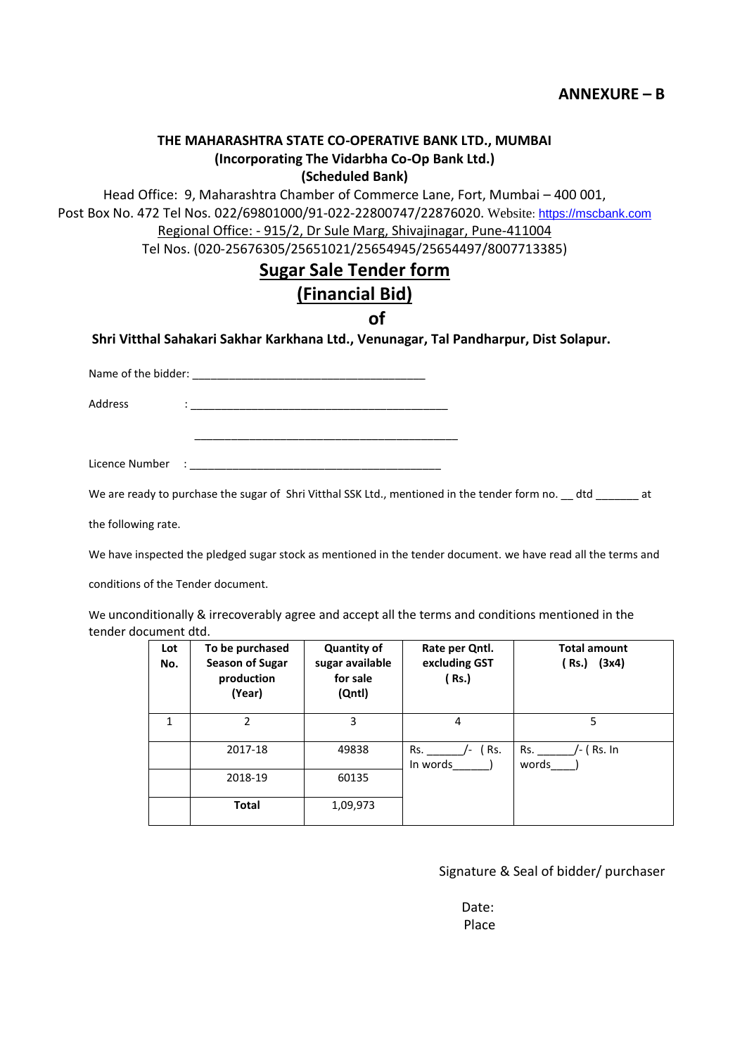**ANNEXURE – B**

**THE MAHARASHTRA STATE CO-OPERATIVE BANK LTD., MUMBAI**
**(Incorporating The Vidarbha Co-Op Bank Ltd.)**
**(Scheduled Bank)**

Head Office: 9, Maharashtra Chamber of Commerce Lane, Fort, Mumbai – 400 001,
Post Box No. 472 Tel Nos. 022/69801000/91-022-22800747/22876020. Website: https://mscbank.com
Regional Office: - 915/2, Dr Sule Marg, Shivajinagar, Pune-411004
Tel Nos. (020-25676305/25651021/25654945/25654497/8007713385)

# Sugar Sale Tender form

# (Financial Bid)

## of

**Shri Vitthal Sahakari Sakhar Karkhana Ltd., Venunagar, Tal Pandharpur, Dist Solapur.**

Name of the bidder: ______________________________________

Address : __________________________________________

__________________________________________

Licence Number : _________________________________________

We are ready to purchase the sugar of Shri Vitthal SSK Ltd., mentioned in the tender form no. __ dtd _______ at the following rate.

We have inspected the pledged sugar stock as mentioned in the tender document. we have read all the terms and conditions of the Tender document.

We unconditionally & irrecoverably agree and accept all the terms and conditions mentioned in the tender document dtd.

| Lot No. | To be purchased Season of Sugar production (Year) | Quantity of sugar available for sale (Qntl) | Rate per Qntl. excluding GST ( Rs.) | Total amount ( Rs.) (3x4) |
|---|---|---|---|---|
| 1 | 2 | 3 | 4 | 5 |
| | 2017-18 | 49838 | Rs. ______/- ( Rs. In words______) | Rs. ______/- ( Rs. In words____) |
| | 2018-19 | 60135 | | |
| | **Total** | 1,09,973 | | |

Signature & Seal of bidder/ purchaser

Date:
Place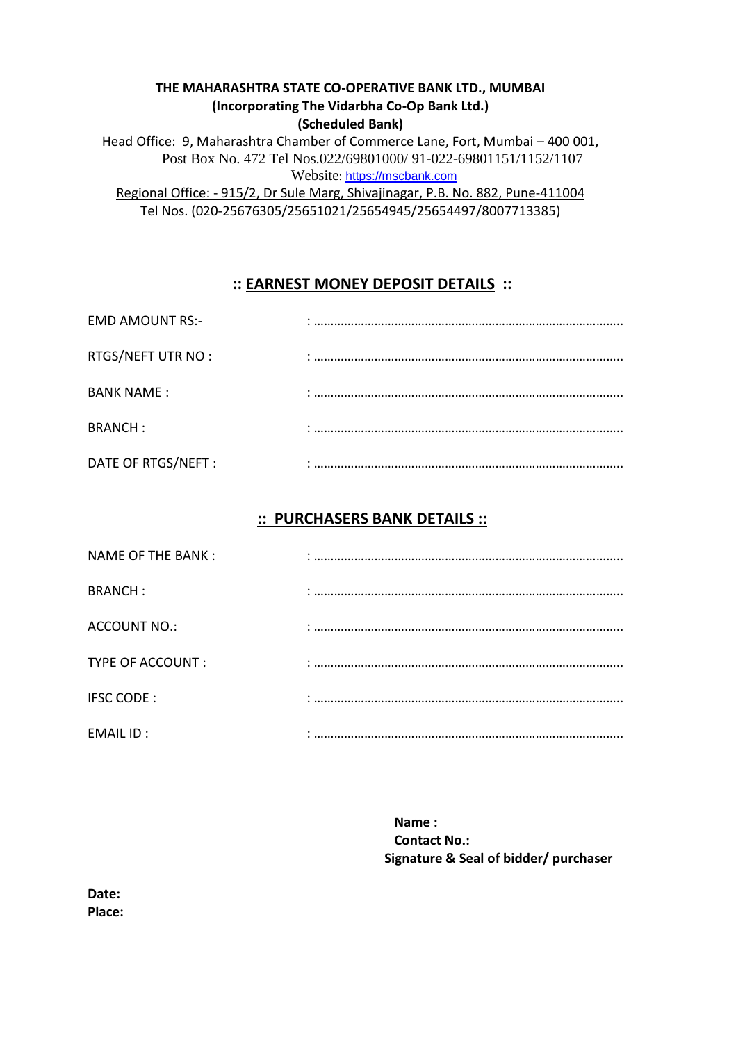**THE MAHARASHTRA STATE CO-OPERATIVE BANK LTD., MUMBAI**
**(Incorporating The Vidarbha Co-Op Bank Ltd.)**
**(Scheduled Bank)**

Head Office: 9, Maharashtra Chamber of Commerce Lane, Fort, Mumbai – 400 001,
Post Box No. 472 Tel Nos.022/69801000/ 91-022-69801151/1152/1107
Website: https://mscbank.com
Regional Office: - 915/2, Dr Sule Marg, Shivajinagar, P.B. No. 882, Pune-411004
Tel Nos. (020-25676305/25651021/25654945/25654497/8007713385)

## :: EARNEST MONEY DEPOSIT DETAILS ::

| | |
|---|---|
| EMD AMOUNT RS:- | : ........................................................................................ |
| RTGS/NEFT UTR NO : | : ........................................................................................ |
| BANK NAME : | : ........................................................................................ |
| BRANCH : | : ........................................................................................ |
| DATE OF RTGS/NEFT : | : ........................................................................................ |

## :: PURCHASERS BANK DETAILS ::

| | |
|---|---|
| NAME OF THE BANK : | : ........................................................................................ |
| BRANCH : | : ........................................................................................ |
| ACCOUNT NO.: | : ........................................................................................ |
| TYPE OF ACCOUNT : | : ........................................................................................ |
| IFSC CODE : | : ........................................................................................ |
| EMAIL ID : | : ........................................................................................ |

**Name :**
**Contact No.:**
**Signature & Seal of bidder/ purchaser**

**Date:**
**Place:**